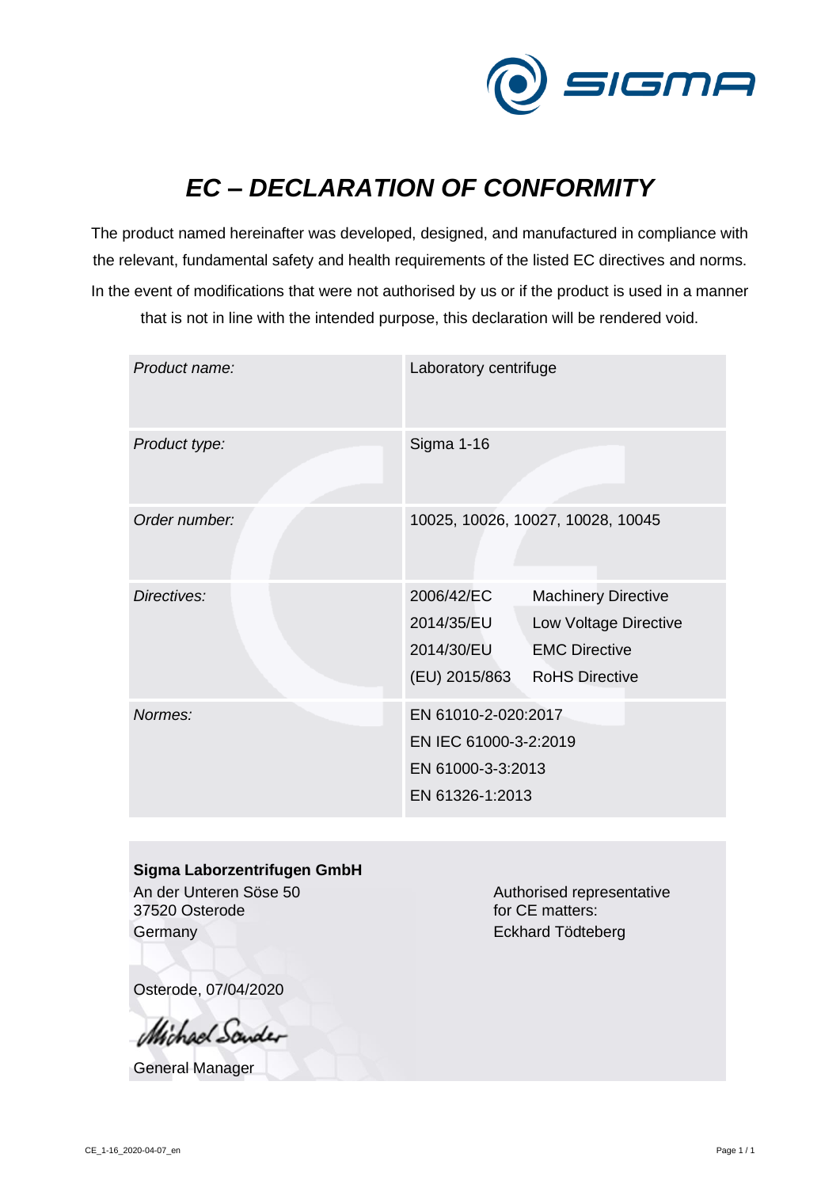# *EC – DECLARATION OF CONFORMITY*

The product named hereinafter was developed, designed, and manufactured in compliance with the relevant, fundamental safety and health requirements of the listed EC directives and norms. In the event of modifications that were not authorised by us or if the product is used in a manner that is not in line with the intended purpose, this declaration will be rendered void.

| | | |
|---|---|---|
| *Product name:* | Laboratory centrifuge | |
| *Product type:* | Sigma 1-16 | |
| *Order number:* | 10025, 10026, 10027, 10028, 10045 | |
| *Directives:* | 2006/42/EC | Machinery Directive |
| | 2014/35/EU | Low Voltage Directive |
| | 2014/30/EU | EMC Directive |
| | (EU) 2015/863 | RoHS Directive |
| *Normes:* | EN 61010-2-020:2017 | |
| | EN IEC 61000-3-2:2019 | |
| | EN 61000-3-3:2013 | |
| | EN 61326-1:2013 | |

**Sigma Laborzentrifugen GmbH**
An der Unteren Söse 50
37520 Osterode
Germany

Authorised representative
for CE matters:
Eckhard Tödteberg

Osterode, 07/04/2020

*Michael Sonder*

General Manager

CE_1-16_2020-04-07_en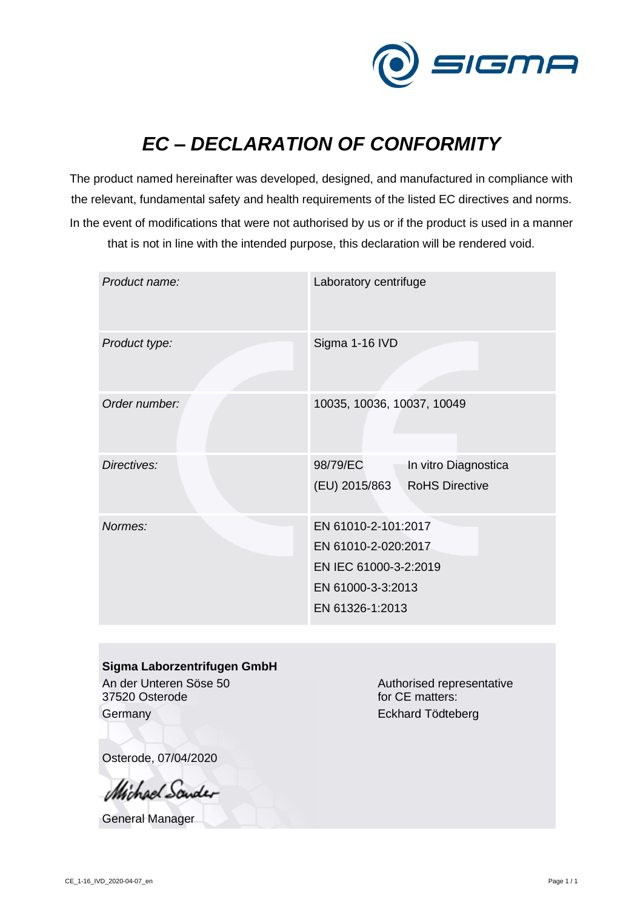# EC – DECLARATION OF CONFORMITY

The product named hereinafter was developed, designed, and manufactured in compliance with the relevant, fundamental safety and health requirements of the listed EC directives and norms. In the event of modifications that were not authorised by us or if the product is used in a manner that is not in line with the intended purpose, this declaration will be rendered void.

| | |
|---|---|
| *Product name:* | Laboratory centrifuge |
| *Product type:* | Sigma 1-16 IVD |
| *Order number:* | 10035, 10036, 10037, 10049 |
| *Directives:* | 98/79/EC In vitro Diagnostica<br>(EU) 2015/863 RoHS Directive |
| *Normes:* | EN 61010-2-101:2017<br>EN 61010-2-020:2017<br>EN IEC 61000-3-2:2019<br>EN 61000-3-3:2013<br>EN 61326-1:2013 |

**Sigma Laborzentrifugen GmbH**
An der Unteren Söse 50
37520 Osterode
Germany

Authorised representative
for CE matters:
Eckhard Tödteberg

Osterode, 07/04/2020

Michael Sonder

General Manager

CE_1-16_IVD_2020-04-07_en